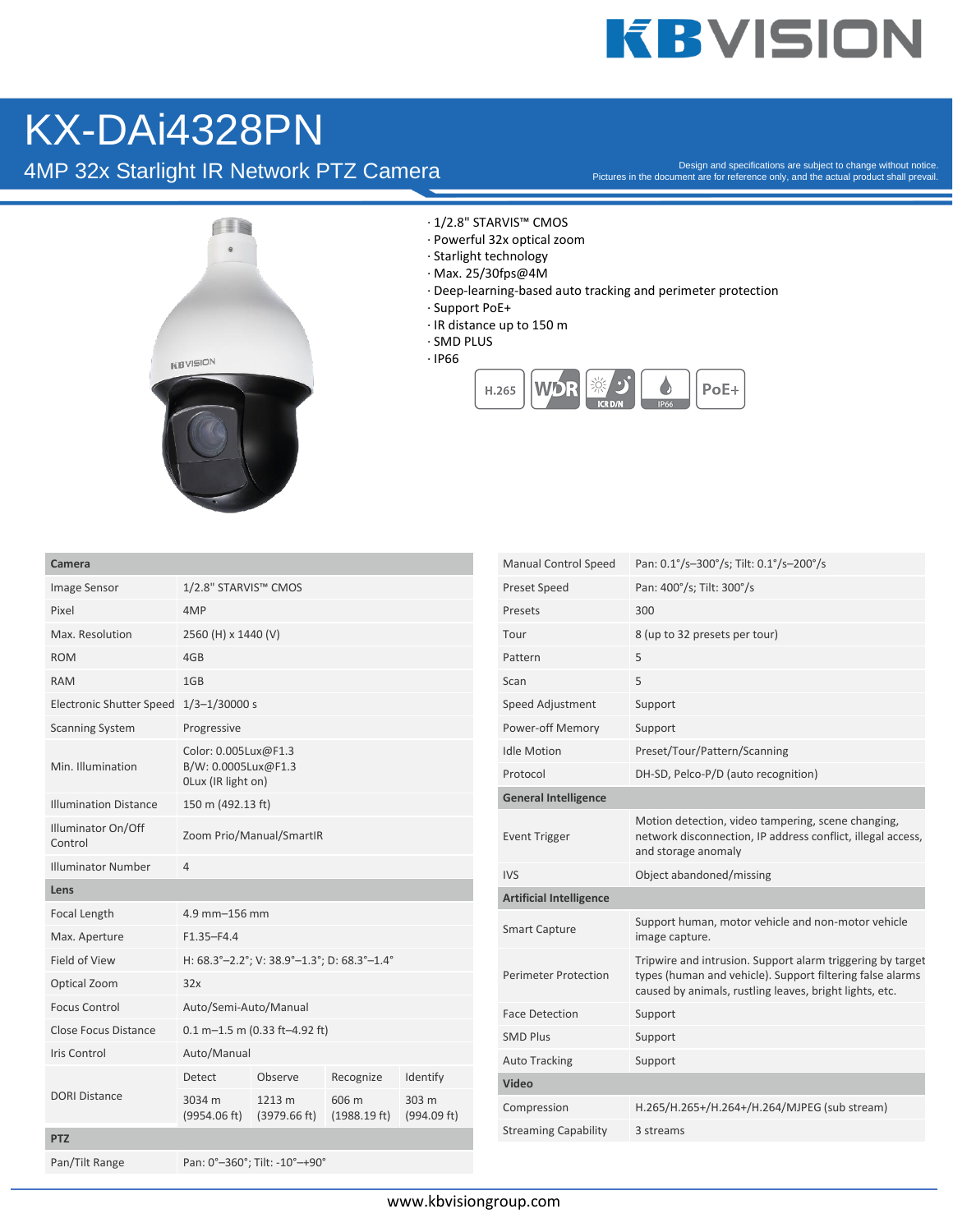# KX-DAi4328PN

## 4MP 32x Starlight IR Network PTZ Camera

Design and specifications are subject to change without notice.
Pictures in the document are for reference only, and the actual product shall prevail.

- 1/2.8" STARVIS™ CMOS
- Powerful 32x optical zoom
- Starlight technology
- Max. 25/30fps@4M
- Deep-learning-based auto tracking and perimeter protection
- Support PoE+
- IR distance up to 150 m
- SMD PLUS
- IP66

H.265 | WDR | ICR D/N | IP66 | PoE+

| **Camera** | | | | |
|---|---|---|---|---|
| Image Sensor | 1/2.8" STARVIS™ CMOS | | | |
| Pixel | 4MP | | | |
| Max. Resolution | 2560 (H) x 1440 (V) | | | |
| ROM | 4GB | | | |
| RAM | 1GB | | | |
| Electronic Shutter Speed | 1/3–1/30000 s | | | |
| Scanning System | Progressive | | | |
| Min. Illumination | Color: 0.005Lux@F1.3<br>B/W: 0.0005Lux@F1.3<br>0Lux (IR light on) | | | |
| Illumination Distance | 150 m (492.13 ft) | | | |
| Illuminator On/Off Control | Zoom Prio/Manual/SmartIR | | | |
| Illuminator Number | 4 | | | |
| **Lens** | | | | |
| Focal Length | 4.9 mm–156 mm | | | |
| Max. Aperture | F1.35–F4.4 | | | |
| Field of View | H: 68.3°–2.2°; V: 38.9°–1.3°; D: 68.3°–1.4° | | | |
| Optical Zoom | 32x | | | |
| Focus Control | Auto/Semi-Auto/Manual | | | |
| Close Focus Distance | 0.1 m–1.5 m (0.33 ft–4.92 ft) | | | |
| Iris Control | Auto/Manual | | | |
| DORI Distance | Detect | Observe | Recognize | Identify |
| | 3034 m (9954.06 ft) | 1213 m (3979.66 ft) | 606 m (1988.19 ft) | 303 m (994.09 ft) |
| **PTZ** | | | | |
| Pan/Tilt Range | Pan: 0°–360°; Tilt: -10°–+90° | | | |

| | |
|---|---|
| Manual Control Speed | Pan: 0.1°/s–300°/s; Tilt: 0.1°/s–200°/s |
| Preset Speed | Pan: 400°/s; Tilt: 300°/s |
| Presets | 300 |
| Tour | 8 (up to 32 presets per tour) |
| Pattern | 5 |
| Scan | 5 |
| Speed Adjustment | Support |
| Power-off Memory | Support |
| Idle Motion | Preset/Tour/Pattern/Scanning |
| Protocol | DH-SD, Pelco-P/D (auto recognition) |
| **General Intelligence** | |
| Event Trigger | Motion detection, video tampering, scene changing, network disconnection, IP address conflict, illegal access, and storage anomaly |
| IVS | Object abandoned/missing |
| **Artificial Intelligence** | |
| Smart Capture | Support human, motor vehicle and non-motor vehicle image capture. |
| Perimeter Protection | Tripwire and intrusion. Support alarm triggering by target types (human and vehicle). Support filtering false alarms caused by animals, rustling leaves, bright lights, etc. |
| Face Detection | Support |
| SMD Plus | Support |
| Auto Tracking | Support |
| **Video** | |
| Compression | H.265/H.265+/H.264+/H.264/MJPEG (sub stream) |
| Streaming Capability | 3 streams |

www.kbvisiongroup.com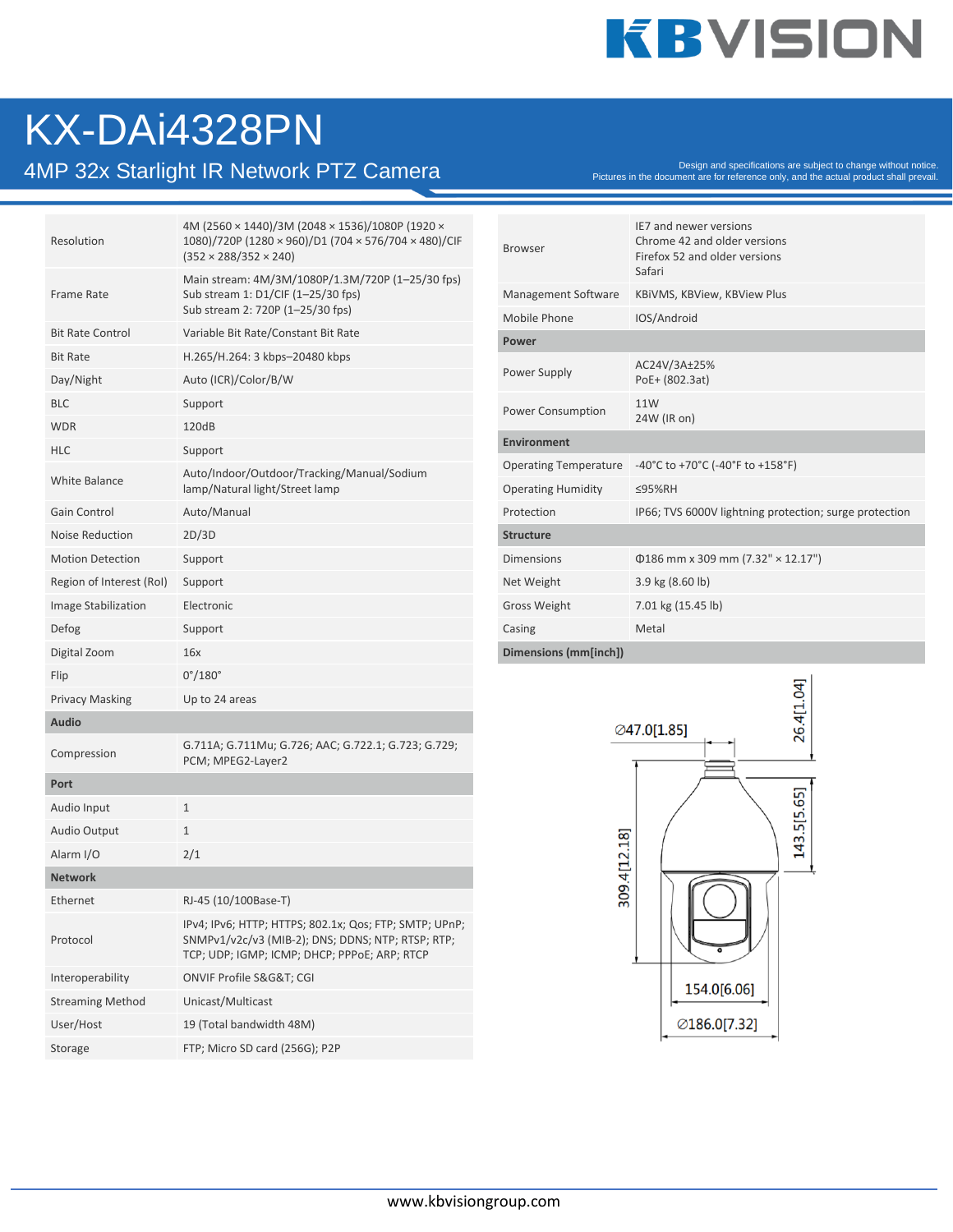# KX-DAi4328PN

## 4MP 32x Starlight IR Network PTZ Camera

Design and specifications are subject to change without notice.
Pictures in the document are for reference only, and the actual product shall prevail.

| | |
|---|---|
| Resolution | 4M (2560 × 1440)/3M (2048 × 1536)/1080P (1920 × 1080)/720P (1280 × 960)/D1 (704 × 576/704 × 480)/CIF (352 × 288/352 × 240) |
| Frame Rate | Main stream: 4M/3M/1080P/1.3M/720P (1–25/30 fps)<br>Sub stream 1: D1/CIF (1–25/30 fps)<br>Sub stream 2: 720P (1–25/30 fps) |
| Bit Rate Control | Variable Bit Rate/Constant Bit Rate |
| Bit Rate | H.265/H.264: 3 kbps–20480 kbps |
| Day/Night | Auto (ICR)/Color/B/W |
| BLC | Support |
| WDR | 120dB |
| HLC | Support |
| White Balance | Auto/Indoor/Outdoor/Tracking/Manual/Sodium lamp/Natural light/Street lamp |
| Gain Control | Auto/Manual |
| Noise Reduction | 2D/3D |
| Motion Detection | Support |
| Region of Interest (RoI) | Support |
| Image Stabilization | Electronic |
| Defog | Support |
| Digital Zoom | 16x |
| Flip | 0°/180° |
| Privacy Masking | Up to 24 areas |
| **Audio** | |
| Compression | G.711A; G.711Mu; G.726; AAC; G.722.1; G.723; G.729; PCM; MPEG2-Layer2 |
| **Port** | |
| Audio Input | 1 |
| Audio Output | 1 |
| Alarm I/O | 2/1 |
| **Network** | |
| Ethernet | RJ-45 (10/100Base-T) |
| Protocol | IPv4; IPv6; HTTP; HTTPS; 802.1x; Qos; FTP; SMTP; UPnP; SNMPv1/v2c/v3 (MIB-2); DNS; DDNS; NTP; RTSP; RTP; TCP; UDP; IGMP; ICMP; DHCP; PPPoE; ARP; RTCP |
| Interoperability | ONVIF Profile S&G&T; CGI |
| Streaming Method | Unicast/Multicast |
| User/Host | 19 (Total bandwidth 48M) |
| Storage | FTP; Micro SD card (256G); P2P |
| Browser | IE7 and newer versions<br>Chrome 42 and older versions<br>Firefox 52 and older versions<br>Safari |
| Management Software | KBiVMS, KBView, KBView Plus |
| Mobile Phone | IOS/Android |
| **Power** | |
| Power Supply | AC24V/3A±25%<br>PoE+ (802.3at) |
| Power Consumption | 11W<br>24W (IR on) |
| **Environment** | |
| Operating Temperature | -40°C to +70°C (-40°F to +158°F) |
| Operating Humidity | ≤95%RH |
| Protection | IP66; TVS 6000V lightning protection; surge protection |
| **Structure** | |
| Dimensions | Φ186 mm x 309 mm (7.32" × 12.17") |
| Net Weight | 3.9 kg (8.60 lb) |
| Gross Weight | 7.01 kg (15.45 lb) |
| Casing | Metal |
| **Dimensions (mm[inch])** | |

∅47.0[1.85]
26.4[1.04]
143.5[5.65]
309.4[12.18]
154.0[6.06]
∅186.0[7.32]

www.kbvisiongroup.com